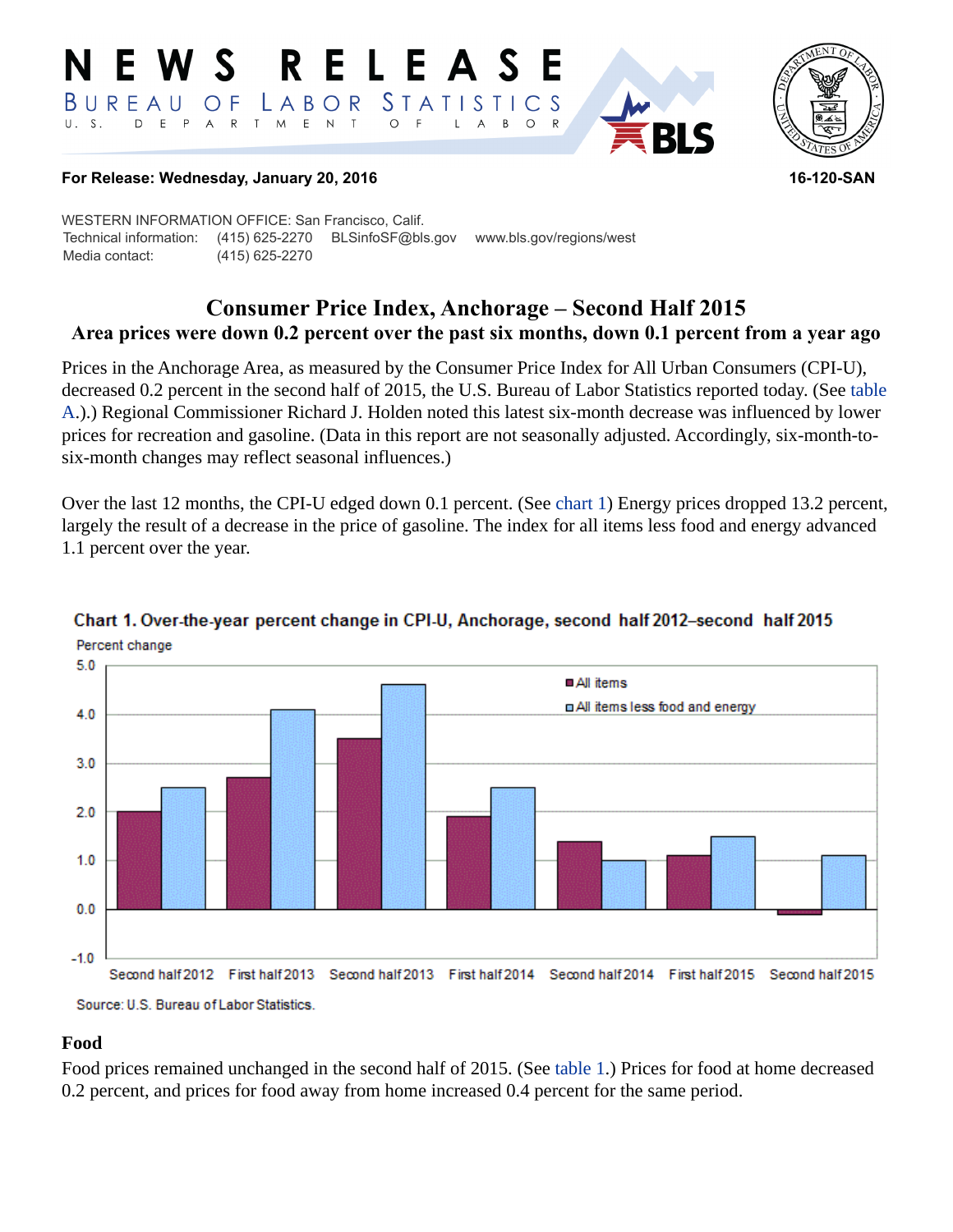# NEWS RELEASE

BUREAU OF LABOR STATISTICS
U. S. DEPARTMENT OF LABOR

**For Release: Wednesday, January 20, 2016** **16-120-SAN**

WESTERN INFORMATION OFFICE: San Francisco, Calif.
Technical information: (415) 625-2270 BLSinfoSF@bls.gov www.bls.gov/regions/west
Media contact: (415) 625-2270

## Consumer Price Index, Anchorage – Second Half 2015

### Area prices were down 0.2 percent over the past six months, down 0.1 percent from a year ago

Prices in the Anchorage Area, as measured by the Consumer Price Index for All Urban Consumers (CPI-U), decreased 0.2 percent in the second half of 2015, the U.S. Bureau of Labor Statistics reported today. (See table A.).) Regional Commissioner Richard J. Holden noted this latest six-month decrease was influenced by lower prices for recreation and gasoline. (Data in this report are not seasonally adjusted. Accordingly, six-month-to-six-month changes may reflect seasonal influences.)

Over the last 12 months, the CPI-U edged down 0.1 percent. (See chart 1) Energy prices dropped 13.2 percent, largely the result of a decrease in the price of gasoline. The index for all items less food and energy advanced 1.1 percent over the year.

**Chart 1. Over-the-year percent change in CPI-U, Anchorage, second half 2012–second half 2015**

| Period | All items | All items less food and energy |
|---|---|---|
| Second half 2012 | 2.0 | 2.5 |
| First half 2013 | 2.7 | 4.1 |
| Second half 2013 | 3.5 | 4.6 |
| First half 2014 | 1.9 | 2.5 |
| Second half 2014 | 1.4 | 1.0 |
| First half 2015 | 1.1 | 1.5 |
| Second half 2015 | -0.1 | 1.1 |

Source: U.S. Bureau of Labor Statistics.

### Food

Food prices remained unchanged in the second half of 2015. (See table 1.) Prices for food at home decreased 0.2 percent, and prices for food away from home increased 0.4 percent for the same period.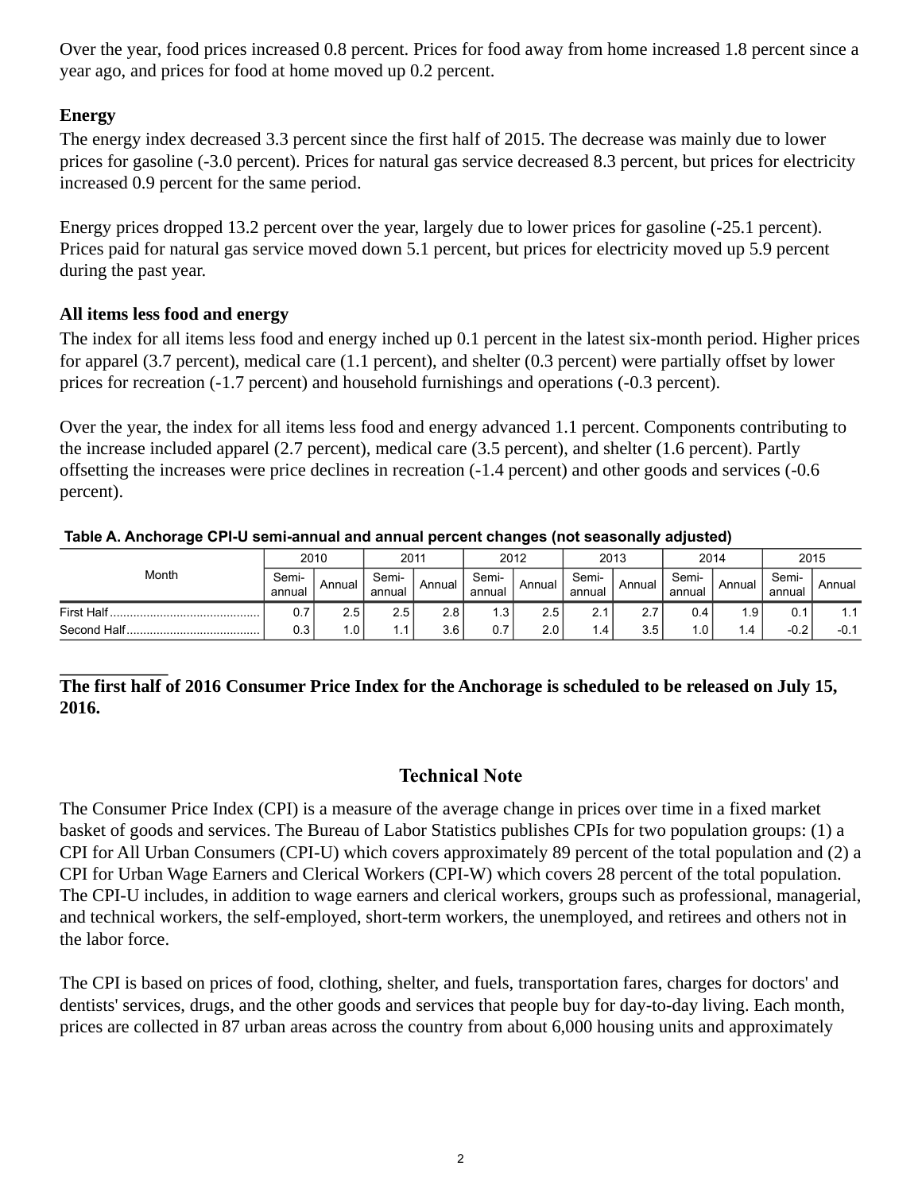Over the year, food prices increased 0.8 percent. Prices for food away from home increased 1.8 percent since a year ago, and prices for food at home moved up 0.2 percent.

**Energy**

The energy index decreased 3.3 percent since the first half of 2015. The decrease was mainly due to lower prices for gasoline (-3.0 percent). Prices for natural gas service decreased 8.3 percent, but prices for electricity increased 0.9 percent for the same period.

Energy prices dropped 13.2 percent over the year, largely due to lower prices for gasoline (-25.1 percent). Prices paid for natural gas service moved down 5.1 percent, but prices for electricity moved up 5.9 percent during the past year.

**All items less food and energy**

The index for all items less food and energy inched up 0.1 percent in the latest six-month period. Higher prices for apparel (3.7 percent), medical care (1.1 percent), and shelter (0.3 percent) were partially offset by lower prices for recreation (-1.7 percent) and household furnishings and operations (-0.3 percent).

Over the year, the index for all items less food and energy advanced 1.1 percent. Components contributing to the increase included apparel (2.7 percent), medical care (3.5 percent), and shelter (1.6 percent). Partly offsetting the increases were price declines in recreation (-1.4 percent) and other goods and services (-0.6 percent).

**Table A. Anchorage CPI-U semi-annual and annual percent changes (not seasonally adjusted)**

| Month | 2010 | | 2011 | | 2012 | | 2013 | | 2014 | | 2015 | |
|---|---|---|---|---|---|---|---|---|---|---|---|---|
| | Semi-annual | Annual | Semi-annual | Annual | Semi-annual | Annual | Semi-annual | Annual | Semi-annual | Annual | Semi-annual | Annual |
| First Half | 0.7 | 2.5 | 2.5 | 2.8 | 1.3 | 2.5 | 2.1 | 2.7 | 0.4 | 1.9 | 0.1 | 1.1 |
| Second Half | 0.3 | 1.0 | 1.1 | 3.6 | 0.7 | 2.0 | 1.4 | 3.5 | 1.0 | 1.4 | -0.2 | -0.1 |

**The first half of 2016 Consumer Price Index for the Anchorage is scheduled to be released on July 15, 2016.**

## Technical Note

The Consumer Price Index (CPI) is a measure of the average change in prices over time in a fixed market basket of goods and services. The Bureau of Labor Statistics publishes CPIs for two population groups: (1) a CPI for All Urban Consumers (CPI-U) which covers approximately 89 percent of the total population and (2) a CPI for Urban Wage Earners and Clerical Workers (CPI-W) which covers 28 percent of the total population. The CPI-U includes, in addition to wage earners and clerical workers, groups such as professional, managerial, and technical workers, the self-employed, short-term workers, the unemployed, and retirees and others not in the labor force.

The CPI is based on prices of food, clothing, shelter, and fuels, transportation fares, charges for doctors' and dentists' services, drugs, and the other goods and services that people buy for day-to-day living. Each month, prices are collected in 87 urban areas across the country from about 6,000 housing units and approximately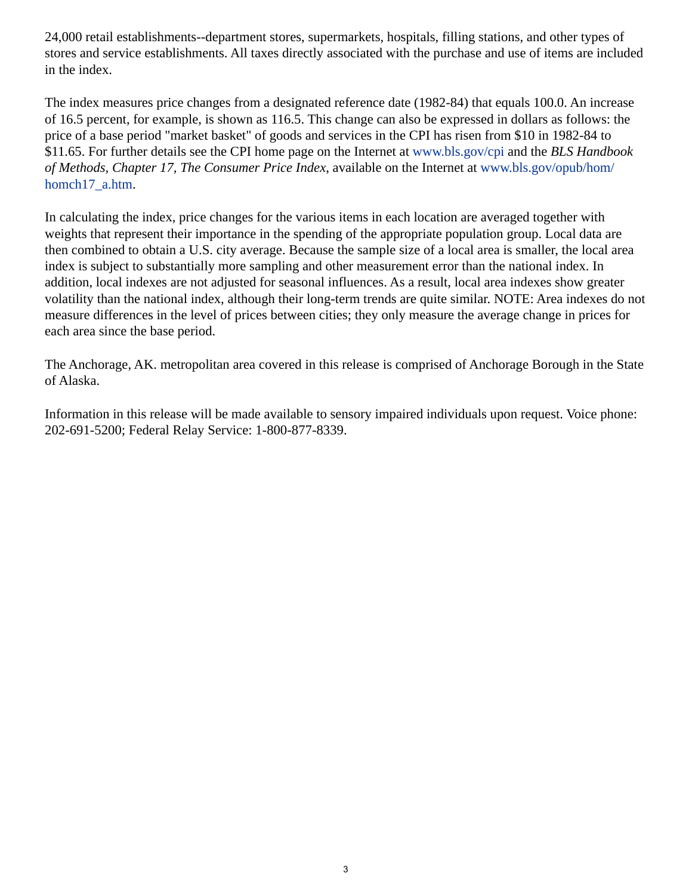24,000 retail establishments--department stores, supermarkets, hospitals, filling stations, and other types of stores and service establishments. All taxes directly associated with the purchase and use of items are included in the index.

The index measures price changes from a designated reference date (1982-84) that equals 100.0. An increase of 16.5 percent, for example, is shown as 116.5. This change can also be expressed in dollars as follows: the price of a base period "market basket" of goods and services in the CPI has risen from $10 in 1982-84 to $11.65. For further details see the CPI home page on the Internet at www.bls.gov/cpi and the *BLS Handbook of Methods, Chapter 17, The Consumer Price Index*, available on the Internet at www.bls.gov/opub/hom/homch17_a.htm.

In calculating the index, price changes for the various items in each location are averaged together with weights that represent their importance in the spending of the appropriate population group. Local data are then combined to obtain a U.S. city average. Because the sample size of a local area is smaller, the local area index is subject to substantially more sampling and other measurement error than the national index. In addition, local indexes are not adjusted for seasonal influences. As a result, local area indexes show greater volatility than the national index, although their long-term trends are quite similar. NOTE: Area indexes do not measure differences in the level of prices between cities; they only measure the average change in prices for each area since the base period.

The Anchorage, AK. metropolitan area covered in this release is comprised of Anchorage Borough in the State of Alaska.

Information in this release will be made available to sensory impaired individuals upon request. Voice phone: 202-691-5200; Federal Relay Service: 1-800-877-8339.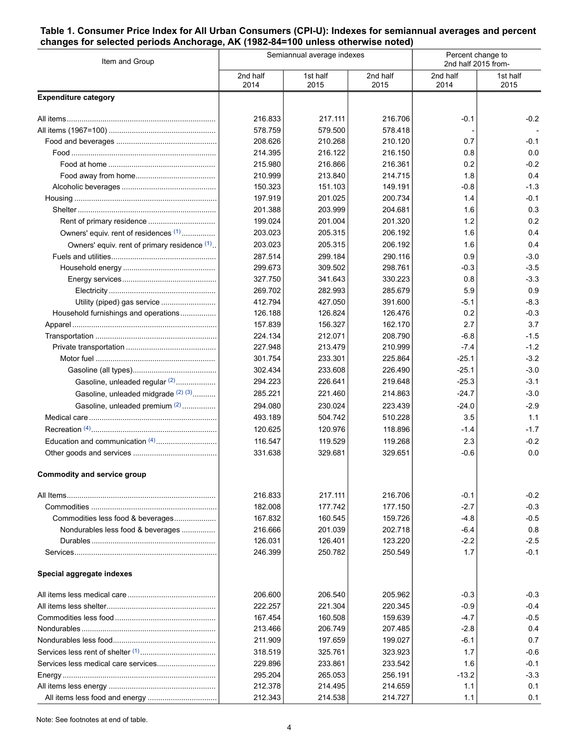**Table 1. Consumer Price Index for All Urban Consumers (CPI-U): Indexes for semiannual averages and percent changes for selected periods Anchorage, AK (1982-84=100 unless otherwise noted)**

| Item and Group | Semiannual average indexes | | | Percent change to 2nd half 2015 from- | |
|---|---|---|---|---|---|
| | 2nd half 2014 | 1st half 2015 | 2nd half 2015 | 2nd half 2014 | 1st half 2015 |
| **Expenditure category** | | | | | |
| All items | 216.833 | 217.111 | 216.706 | -0.1 | -0.2 |
| All items (1967=100) | 578.759 | 579.500 | 578.418 | - | - |
| Food and beverages | 208.626 | 210.268 | 210.120 | 0.7 | -0.1 |
| Food | 214.395 | 216.122 | 216.150 | 0.8 | 0.0 |
| Food at home | 215.980 | 216.866 | 216.361 | 0.2 | -0.2 |
| Food away from home | 210.999 | 213.840 | 214.715 | 1.8 | 0.4 |
| Alcoholic beverages | 150.323 | 151.103 | 149.191 | -0.8 | -1.3 |
| Housing | 197.919 | 201.025 | 200.734 | 1.4 | -0.1 |
| Shelter | 201.388 | 203.999 | 204.681 | 1.6 | 0.3 |
| Rent of primary residence | 199.024 | 201.004 | 201.320 | 1.2 | 0.2 |
| Owners' equiv. rent of residences [1] | 203.023 | 205.315 | 206.192 | 1.6 | 0.4 |
| Owners' equiv. rent of primary residence [1] | 203.023 | 205.315 | 206.192 | 1.6 | 0.4 |
| Fuels and utilities | 287.514 | 299.184 | 290.116 | 0.9 | -3.0 |
| Household energy | 299.673 | 309.502 | 298.761 | -0.3 | -3.5 |
| Energy services | 327.750 | 341.643 | 330.223 | 0.8 | -3.3 |
| Electricity | 269.702 | 282.993 | 285.679 | 5.9 | 0.9 |
| Utility (piped) gas service | 412.794 | 427.050 | 391.600 | -5.1 | -8.3 |
| Household furnishings and operations | 126.188 | 126.824 | 126.476 | 0.2 | -0.3 |
| Apparel | 157.839 | 156.327 | 162.170 | 2.7 | 3.7 |
| Transportation | 224.134 | 212.071 | 208.790 | -6.8 | -1.5 |
| Private transportation | 227.948 | 213.479 | 210.999 | -7.4 | -1.2 |
| Motor fuel | 301.754 | 233.301 | 225.864 | -25.1 | -3.2 |
| Gasoline (all types) | 302.434 | 233.608 | 226.490 | -25.1 | -3.0 |
| Gasoline, unleaded regular [2] | 294.223 | 226.641 | 219.648 | -25.3 | -3.1 |
| Gasoline, unleaded midgrade [2] [3] | 285.221 | 221.460 | 214.863 | -24.7 | -3.0 |
| Gasoline, unleaded premium [2] | 294.080 | 230.024 | 223.439 | -24.0 | -2.9 |
| Medical care | 493.189 | 504.742 | 510.228 | 3.5 | 1.1 |
| Recreation [4] | 120.625 | 120.976 | 118.896 | -1.4 | -1.7 |
| Education and communication [4] | 116.547 | 119.529 | 119.268 | 2.3 | -0.2 |
| Other goods and services | 331.638 | 329.681 | 329.651 | -0.6 | 0.0 |
| **Commodity and service group** | | | | | |
| All Items | 216.833 | 217.111 | 216.706 | -0.1 | -0.2 |
| Commodities | 182.008 | 177.742 | 177.150 | -2.7 | -0.3 |
| Commodities less food & beverages | 167.832 | 160.545 | 159.726 | -4.8 | -0.5 |
| Nondurables less food & beverages | 216.666 | 201.039 | 202.718 | -6.4 | 0.8 |
| Durables | 126.031 | 126.401 | 123.220 | -2.2 | -2.5 |
| Services | 246.399 | 250.782 | 250.549 | 1.7 | -0.1 |
| **Special aggregate indexes** | | | | | |
| All items less medical care | 206.600 | 206.540 | 205.962 | -0.3 | -0.3 |
| All items less shelter | 222.257 | 221.304 | 220.345 | -0.9 | -0.4 |
| Commodities less food | 167.454 | 160.508 | 159.639 | -4.7 | -0.5 |
| Nondurables | 213.466 | 206.749 | 207.485 | -2.8 | 0.4 |
| Nondurables less food | 211.909 | 197.659 | 199.027 | -6.1 | 0.7 |
| Services less rent of shelter [1] | 318.519 | 325.761 | 323.923 | 1.7 | -0.6 |
| Services less medical care services | 229.896 | 233.861 | 233.542 | 1.6 | -0.1 |
| Energy | 295.204 | 265.053 | 256.191 | -13.2 | -3.3 |
| All items less energy | 212.378 | 214.495 | 214.659 | 1.1 | 0.1 |
| All items less food and energy | 212.343 | 214.538 | 214.727 | 1.1 | 0.1 |

Note: See footnotes at end of table.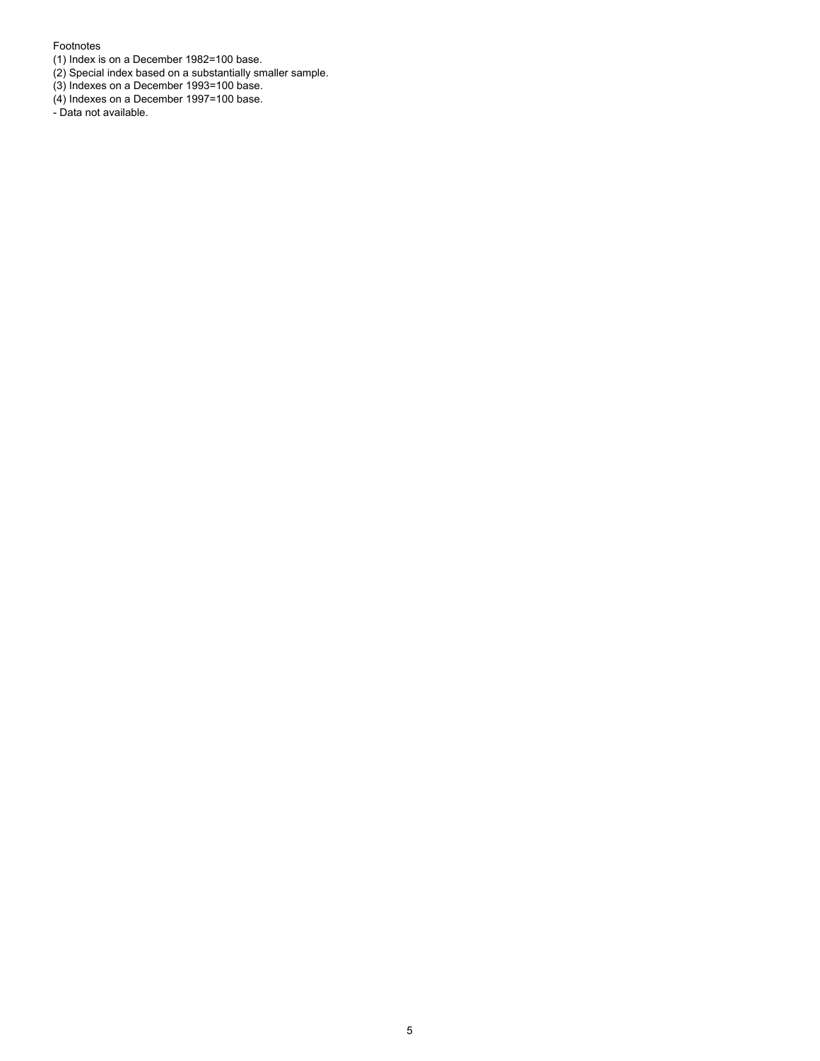Footnotes

(1) Index is on a December 1982=100 base.

(2) Special index based on a substantially smaller sample.

(3) Indexes on a December 1993=100 base.

(4) Indexes on a December 1997=100 base.

- Data not available.